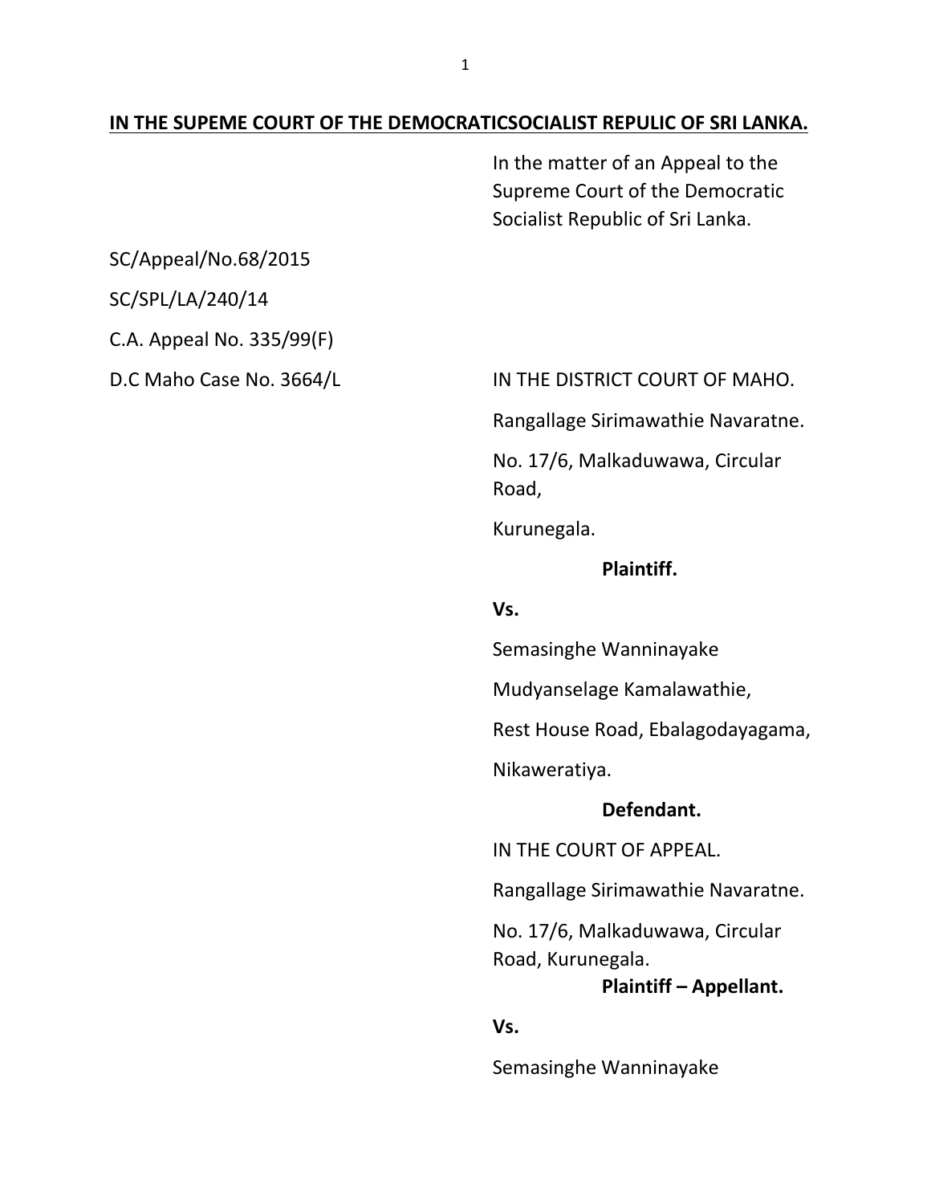**IN THE SUPEME COURT OF THE DEMOCRATICSOCIALIST REPULIC OF SRI LANKA.**

In the matter of an Appeal to the Supreme Court of the Democratic Socialist Republic of Sri Lanka.

SC/Appeal/No.68/2015

SC/SPL/LA/240/14

C.A. Appeal No. 335/99(F)

D.C Maho Case No. 3664/L

IN THE DISTRICT COURT OF MAHO.

Rangallage Sirimawathie Navaratne.

No. 17/6, Malkaduwawa, Circular Road,

Kurunegala.

**Plaintiff.**

**Vs.**

Semasinghe Wanninayake

Mudyanselage Kamalawathie,

Rest House Road, Ebalagodayagama,

Nikaweratiya.

**Defendant.**

IN THE COURT OF APPEAL.

Rangallage Sirimawathie Navaratne.

No. 17/6, Malkaduwawa, Circular Road, Kurunegala.

**Plaintiff – Appellant.**

**Vs.**

Semasinghe Wanninayake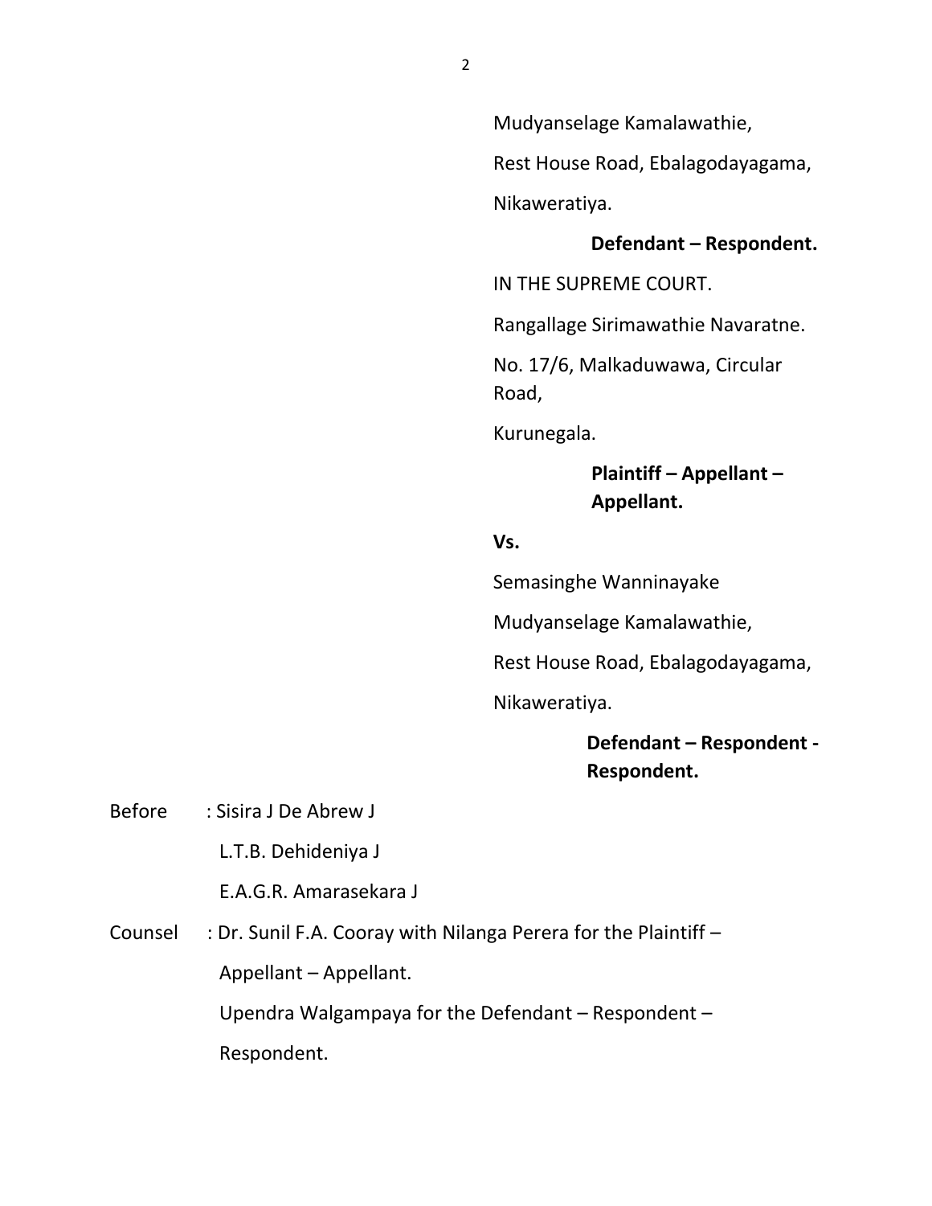Mudyanselage Kamalawathie,

Rest House Road, Ebalagodayagama,

Nikaweratiya.

**Defendant – Respondent.**

IN THE SUPREME COURT.

Rangallage Sirimawathie Navaratne.

No. 17/6, Malkaduwawa, Circular Road,

Kurunegala.

**Plaintiff – Appellant – Appellant.**

**Vs.**

Semasinghe Wanninayake

Mudyanselage Kamalawathie,

Rest House Road, Ebalagodayagama,

Nikaweratiya.

**Defendant – Respondent - Respondent.**

Before : Sisira J De Abrew J

L.T.B. Dehideniya J

E.A.G.R. Amarasekara J

Counsel : Dr. Sunil F.A. Cooray with Nilanga Perera for the Plaintiff – Appellant – Appellant.

Upendra Walgampaya for the Defendant – Respondent – Respondent.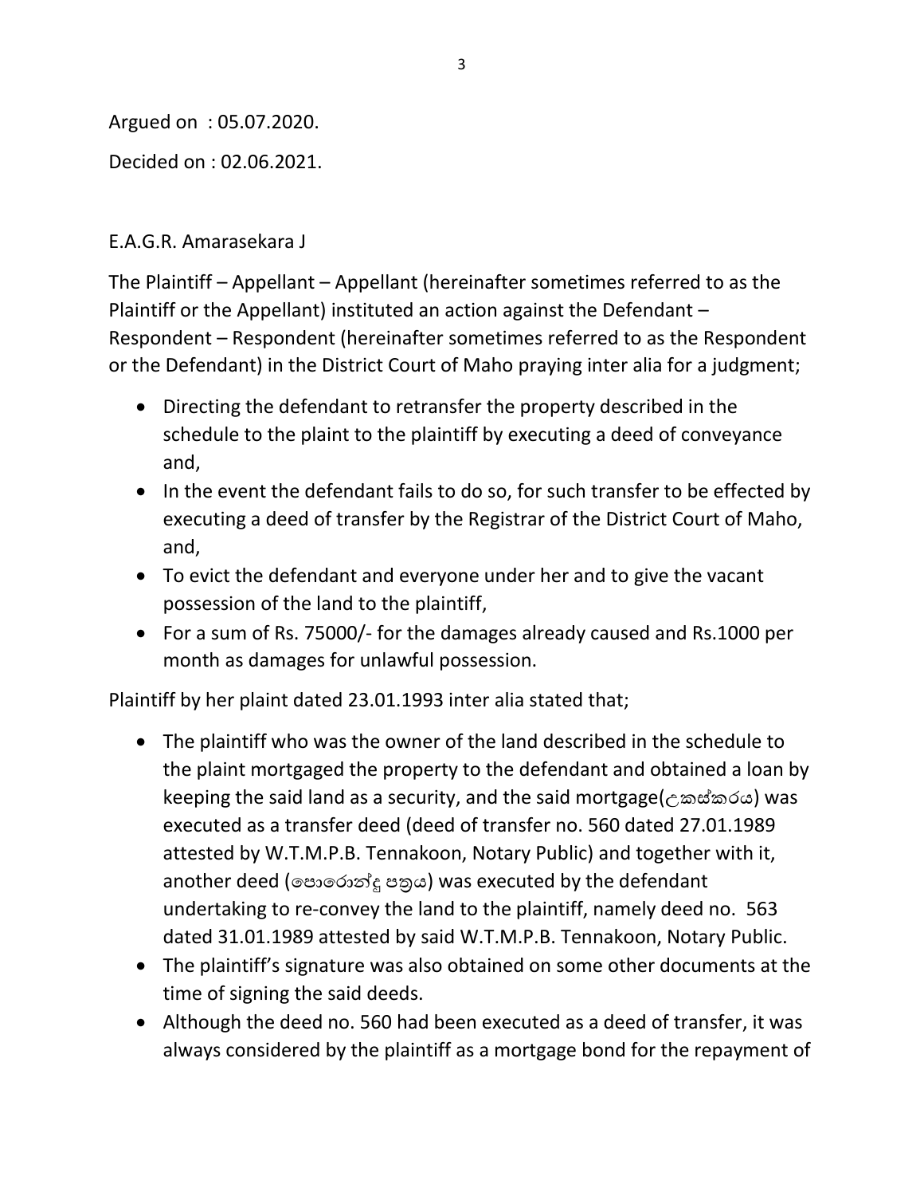Argued on : 05.07.2020.

Decided on : 02.06.2021.

E.A.G.R. Amarasekara J

The Plaintiff – Appellant – Appellant (hereinafter sometimes referred to as the Plaintiff or the Appellant) instituted an action against the Defendant – Respondent – Respondent (hereinafter sometimes referred to as the Respondent or the Defendant) in the District Court of Maho praying inter alia for a judgment;

- Directing the defendant to retransfer the property described in the schedule to the plaint to the plaintiff by executing a deed of conveyance and,
- In the event the defendant fails to do so, for such transfer to be effected by executing a deed of transfer by the Registrar of the District Court of Maho, and,
- To evict the defendant and everyone under her and to give the vacant possession of the land to the plaintiff,
- For a sum of Rs. 75000/- for the damages already caused and Rs.1000 per month as damages for unlawful possession.

Plaintiff by her plaint dated 23.01.1993 inter alia stated that;

- The plaintiff who was the owner of the land described in the schedule to the plaint mortgaged the property to the defendant and obtained a loan by keeping the said land as a security, and the said mortgage(උකස්කරය) was executed as a transfer deed (deed of transfer no. 560 dated 27.01.1989 attested by W.T.M.P.B. Tennakoon, Notary Public) and together with it, another deed (පොරොන්දු පත්‍රය) was executed by the defendant undertaking to re-convey the land to the plaintiff, namely deed no. 563 dated 31.01.1989 attested by said W.T.M.P.B. Tennakoon, Notary Public.
- The plaintiff's signature was also obtained on some other documents at the time of signing the said deeds.
- Although the deed no. 560 had been executed as a deed of transfer, it was always considered by the plaintiff as a mortgage bond for the repayment of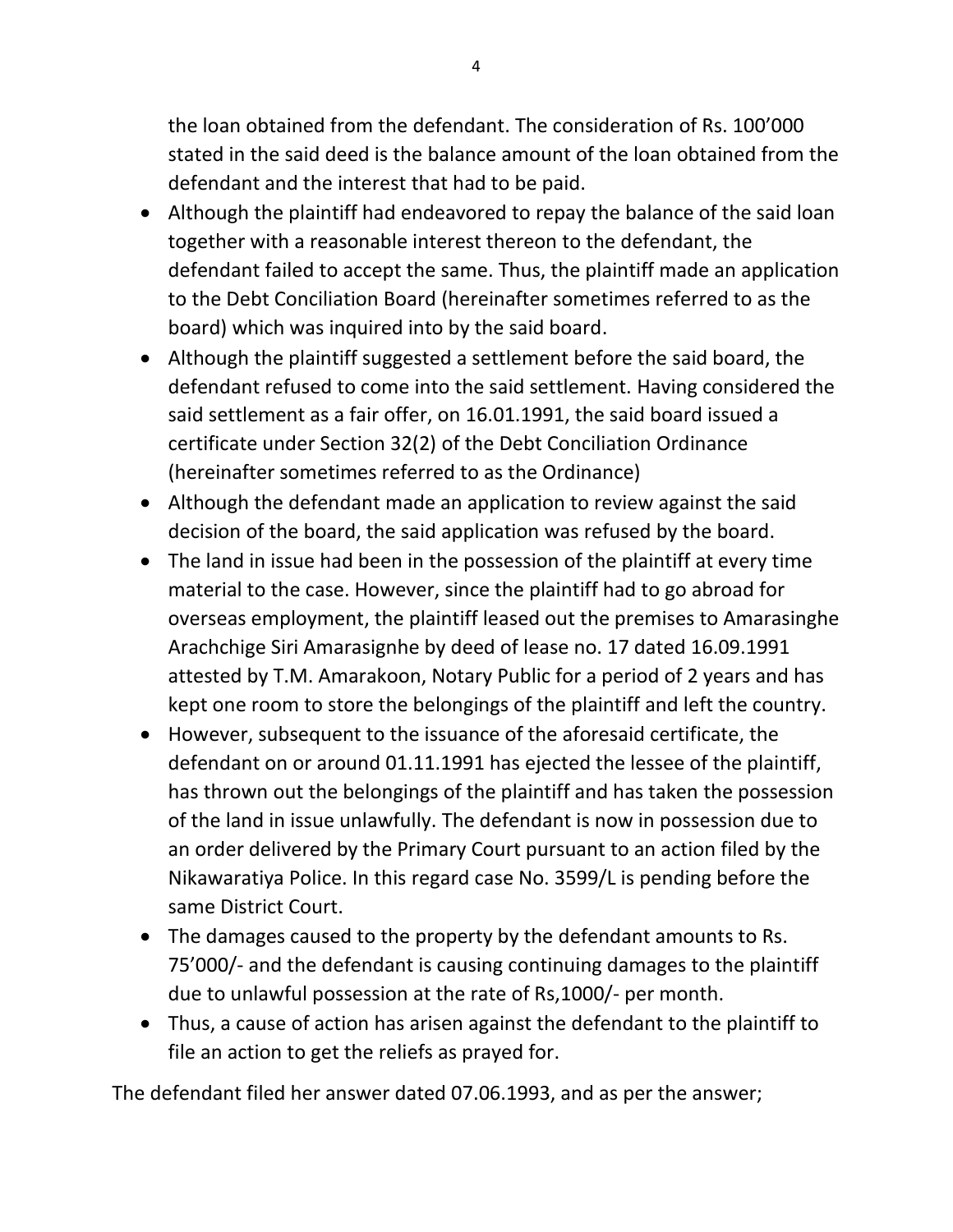the loan obtained from the defendant. The consideration of Rs. 100'000 stated in the said deed is the balance amount of the loan obtained from the defendant and the interest that had to be paid.

- Although the plaintiff had endeavored to repay the balance of the said loan together with a reasonable interest thereon to the defendant, the defendant failed to accept the same. Thus, the plaintiff made an application to the Debt Conciliation Board (hereinafter sometimes referred to as the board) which was inquired into by the said board.
- Although the plaintiff suggested a settlement before the said board, the defendant refused to come into the said settlement. Having considered the said settlement as a fair offer, on 16.01.1991, the said board issued a certificate under Section 32(2) of the Debt Conciliation Ordinance (hereinafter sometimes referred to as the Ordinance)
- Although the defendant made an application to review against the said decision of the board, the said application was refused by the board.
- The land in issue had been in the possession of the plaintiff at every time material to the case. However, since the plaintiff had to go abroad for overseas employment, the plaintiff leased out the premises to Amarasinghe Arachchige Siri Amarasignhe by deed of lease no. 17 dated 16.09.1991 attested by T.M. Amarakoon, Notary Public for a period of 2 years and has kept one room to store the belongings of the plaintiff and left the country.
- However, subsequent to the issuance of the aforesaid certificate, the defendant on or around 01.11.1991 has ejected the lessee of the plaintiff, has thrown out the belongings of the plaintiff and has taken the possession of the land in issue unlawfully. The defendant is now in possession due to an order delivered by the Primary Court pursuant to an action filed by the Nikawaratiya Police. In this regard case No. 3599/L is pending before the same District Court.
- The damages caused to the property by the defendant amounts to Rs. 75'000/- and the defendant is causing continuing damages to the plaintiff due to unlawful possession at the rate of Rs,1000/- per month.
- Thus, a cause of action has arisen against the defendant to the plaintiff to file an action to get the reliefs as prayed for.

The defendant filed her answer dated 07.06.1993, and as per the answer;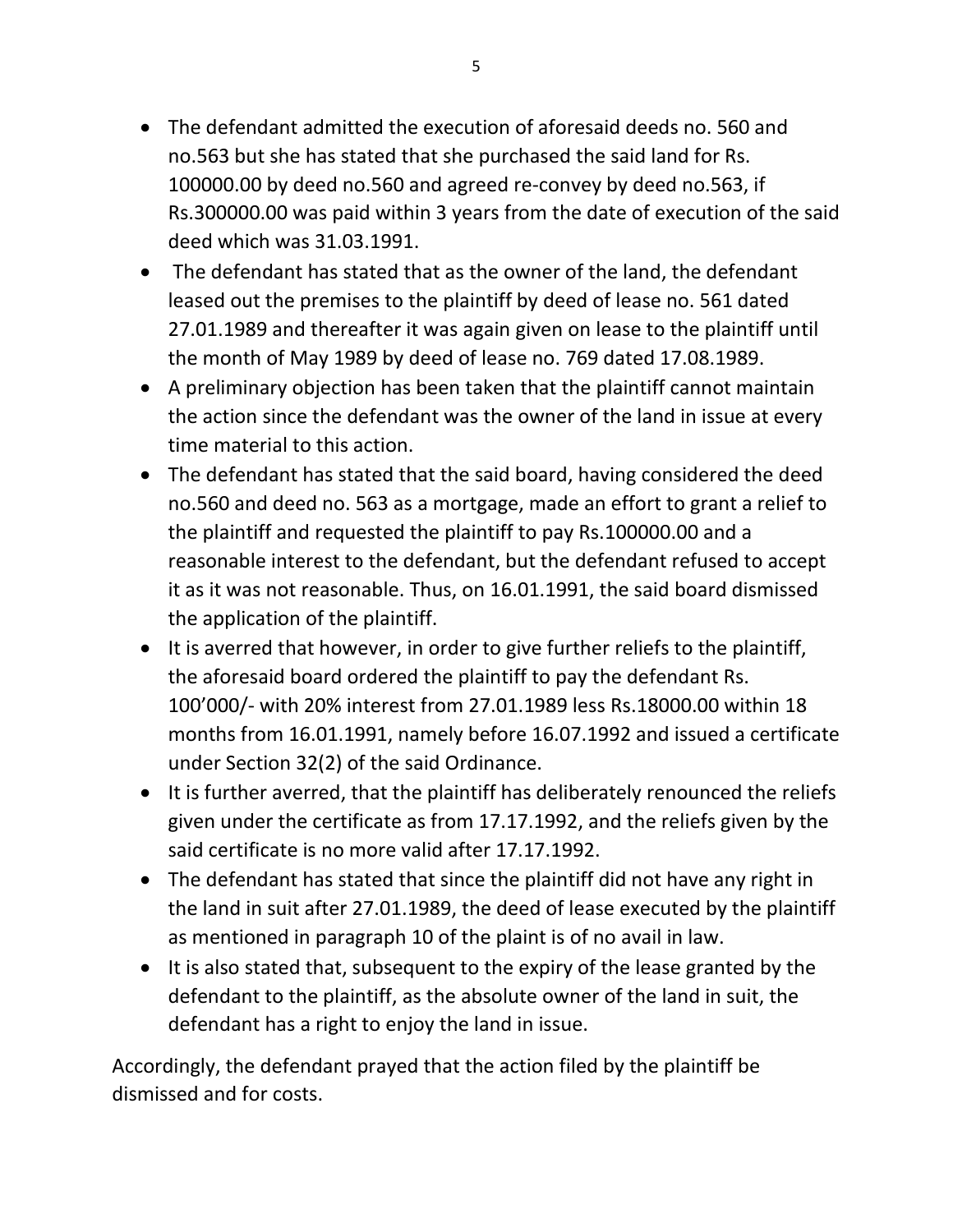- The defendant admitted the execution of aforesaid deeds no. 560 and no.563 but she has stated that she purchased the said land for Rs. 100000.00 by deed no.560 and agreed re-convey by deed no.563, if Rs.300000.00 was paid within 3 years from the date of execution of the said deed which was 31.03.1991.
- The defendant has stated that as the owner of the land, the defendant leased out the premises to the plaintiff by deed of lease no. 561 dated 27.01.1989 and thereafter it was again given on lease to the plaintiff until the month of May 1989 by deed of lease no. 769 dated 17.08.1989.
- A preliminary objection has been taken that the plaintiff cannot maintain the action since the defendant was the owner of the land in issue at every time material to this action.
- The defendant has stated that the said board, having considered the deed no.560 and deed no. 563 as a mortgage, made an effort to grant a relief to the plaintiff and requested the plaintiff to pay Rs.100000.00 and a reasonable interest to the defendant, but the defendant refused to accept it as it was not reasonable. Thus, on 16.01.1991, the said board dismissed the application of the plaintiff.
- It is averred that however, in order to give further reliefs to the plaintiff, the aforesaid board ordered the plaintiff to pay the defendant Rs. 100'000/- with 20% interest from 27.01.1989 less Rs.18000.00 within 18 months from 16.01.1991, namely before 16.07.1992 and issued a certificate under Section 32(2) of the said Ordinance.
- It is further averred, that the plaintiff has deliberately renounced the reliefs given under the certificate as from 17.17.1992, and the reliefs given by the said certificate is no more valid after 17.17.1992.
- The defendant has stated that since the plaintiff did not have any right in the land in suit after 27.01.1989, the deed of lease executed by the plaintiff as mentioned in paragraph 10 of the plaint is of no avail in law.
- It is also stated that, subsequent to the expiry of the lease granted by the defendant to the plaintiff, as the absolute owner of the land in suit, the defendant has a right to enjoy the land in issue.

Accordingly, the defendant prayed that the action filed by the plaintiff be dismissed and for costs.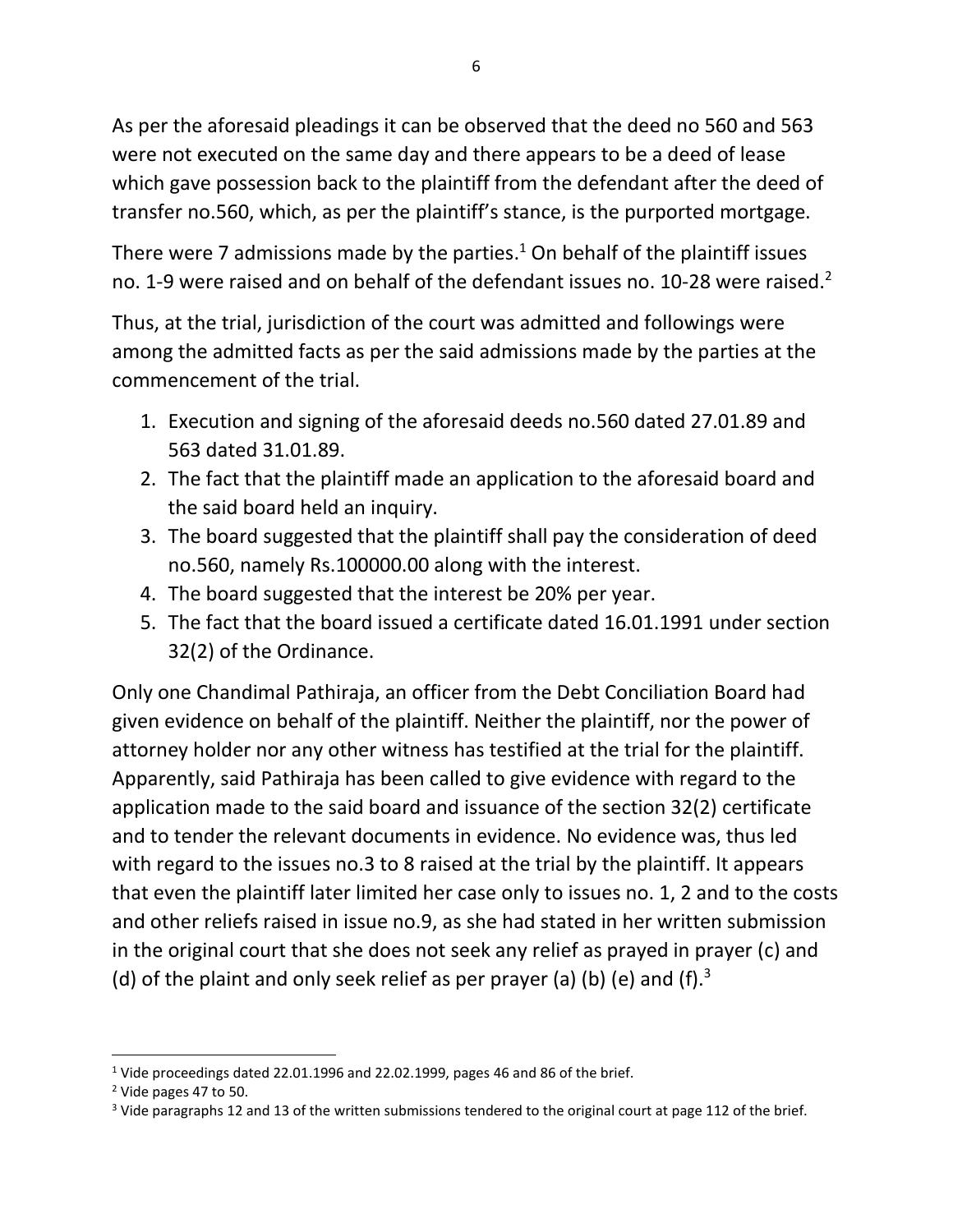As per the aforesaid pleadings it can be observed that the deed no 560 and 563 were not executed on the same day and there appears to be a deed of lease which gave possession back to the plaintiff from the defendant after the deed of transfer no.560, which, as per the plaintiff's stance, is the purported mortgage.

There were 7 admissions made by the parties.[1] On behalf of the plaintiff issues no. 1-9 were raised and on behalf of the defendant issues no. 10-28 were raised.[2]

Thus, at the trial, jurisdiction of the court was admitted and followings were among the admitted facts as per the said admissions made by the parties at the commencement of the trial.

1. Execution and signing of the aforesaid deeds no.560 dated 27.01.89 and 563 dated 31.01.89.
2. The fact that the plaintiff made an application to the aforesaid board and the said board held an inquiry.
3. The board suggested that the plaintiff shall pay the consideration of deed no.560, namely Rs.100000.00 along with the interest.
4. The board suggested that the interest be 20% per year.
5. The fact that the board issued a certificate dated 16.01.1991 under section 32(2) of the Ordinance.

Only one Chandimal Pathiraja, an officer from the Debt Conciliation Board had given evidence on behalf of the plaintiff. Neither the plaintiff, nor the power of attorney holder nor any other witness has testified at the trial for the plaintiff. Apparently, said Pathiraja has been called to give evidence with regard to the application made to the said board and issuance of the section 32(2) certificate and to tender the relevant documents in evidence. No evidence was, thus led with regard to the issues no.3 to 8 raised at the trial by the plaintiff. It appears that even the plaintiff later limited her case only to issues no. 1, 2 and to the costs and other reliefs raised in issue no.9, as she had stated in her written submission in the original court that she does not seek any relief as prayed in prayer (c) and (d) of the plaint and only seek relief as per prayer (a) (b) (e) and (f).[3]

---

[1] Vide proceedings dated 22.01.1996 and 22.02.1999, pages 46 and 86 of the brief.

[2] Vide pages 47 to 50.

[3] Vide paragraphs 12 and 13 of the written submissions tendered to the original court at page 112 of the brief.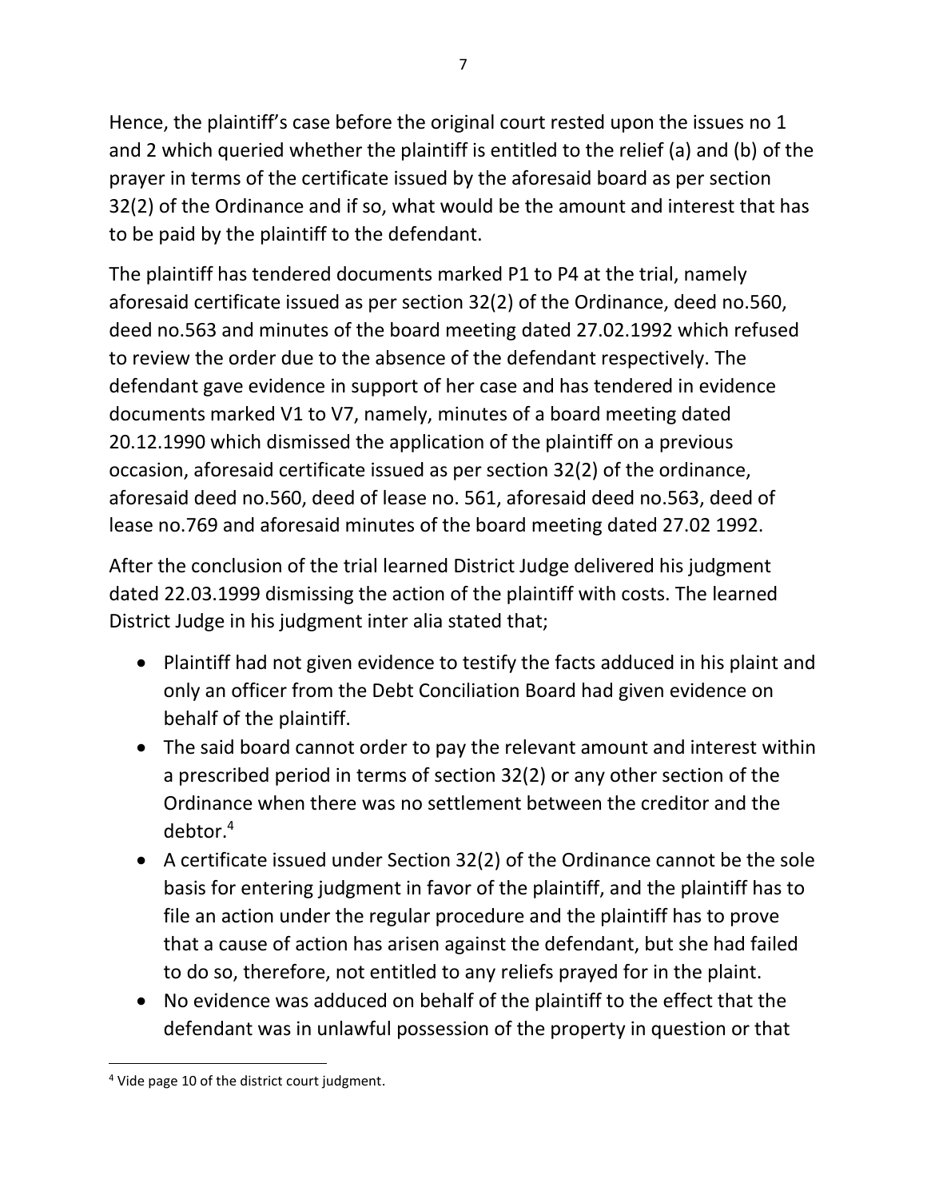Hence, the plaintiff's case before the original court rested upon the issues no 1 and 2 which queried whether the plaintiff is entitled to the relief (a) and (b) of the prayer in terms of the certificate issued by the aforesaid board as per section 32(2) of the Ordinance and if so, what would be the amount and interest that has to be paid by the plaintiff to the defendant.

The plaintiff has tendered documents marked P1 to P4 at the trial, namely aforesaid certificate issued as per section 32(2) of the Ordinance, deed no.560, deed no.563 and minutes of the board meeting dated 27.02.1992 which refused to review the order due to the absence of the defendant respectively. The defendant gave evidence in support of her case and has tendered in evidence documents marked V1 to V7, namely, minutes of a board meeting dated 20.12.1990 which dismissed the application of the plaintiff on a previous occasion, aforesaid certificate issued as per section 32(2) of the ordinance, aforesaid deed no.560, deed of lease no. 561, aforesaid deed no.563, deed of lease no.769 and aforesaid minutes of the board meeting dated 27.02 1992.

After the conclusion of the trial learned District Judge delivered his judgment dated 22.03.1999 dismissing the action of the plaintiff with costs. The learned District Judge in his judgment inter alia stated that;

- Plaintiff had not given evidence to testify the facts adduced in his plaint and only an officer from the Debt Conciliation Board had given evidence on behalf of the plaintiff.
- The said board cannot order to pay the relevant amount and interest within a prescribed period in terms of section 32(2) or any other section of the Ordinance when there was no settlement between the creditor and the debtor.[4]
- A certificate issued under Section 32(2) of the Ordinance cannot be the sole basis for entering judgment in favor of the plaintiff, and the plaintiff has to file an action under the regular procedure and the plaintiff has to prove that a cause of action has arisen against the defendant, but she had failed to do so, therefore, not entitled to any reliefs prayed for in the plaint.
- No evidence was adduced on behalf of the plaintiff to the effect that the defendant was in unlawful possession of the property in question or that

[4] Vide page 10 of the district court judgment.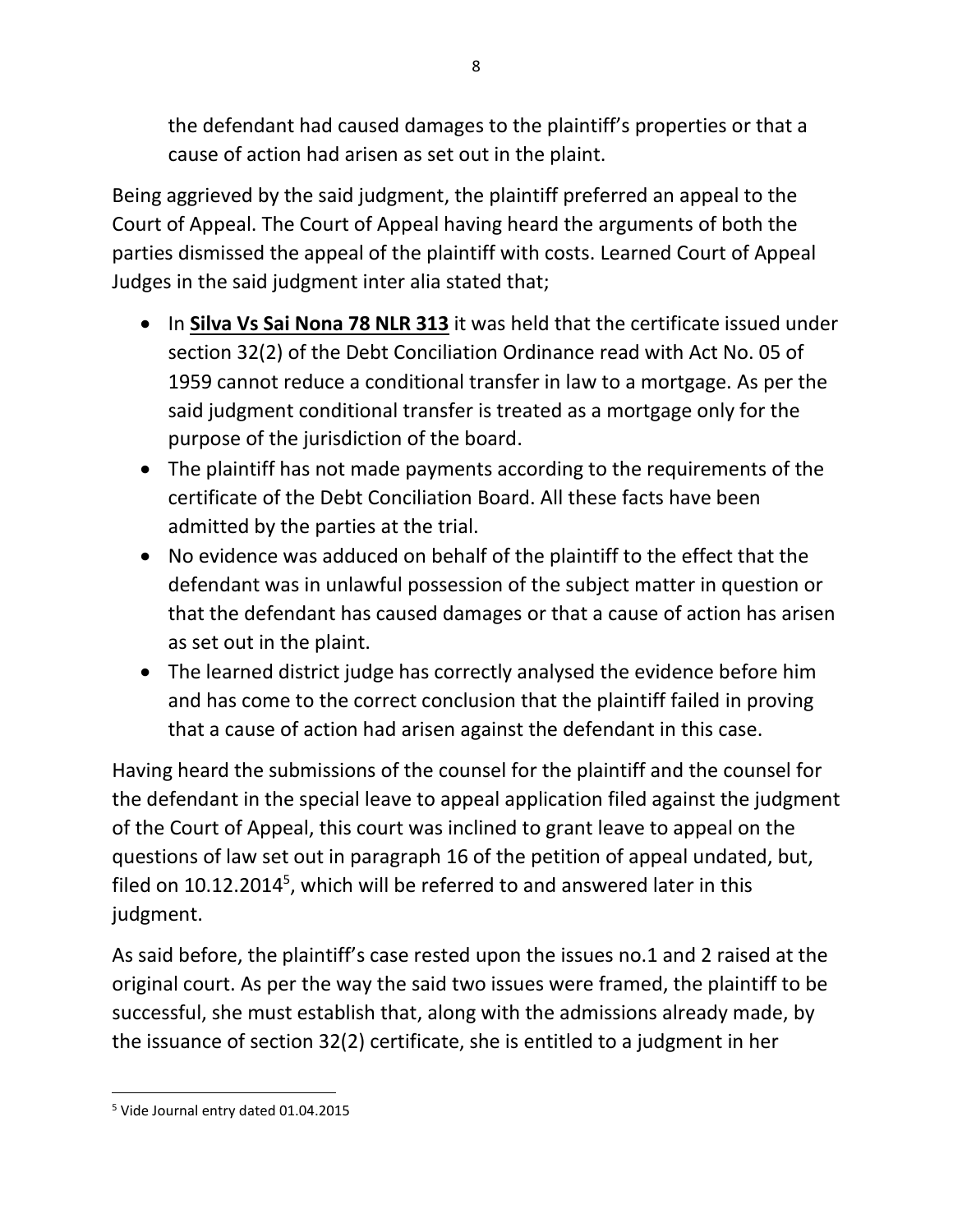the defendant had caused damages to the plaintiff's properties or that a cause of action had arisen as set out in the plaint.

Being aggrieved by the said judgment, the plaintiff preferred an appeal to the Court of Appeal. The Court of Appeal having heard the arguments of both the parties dismissed the appeal of the plaintiff with costs. Learned Court of Appeal Judges in the said judgment inter alia stated that;

- In **Silva Vs Sai Nona 78 NLR 313** it was held that the certificate issued under section 32(2) of the Debt Conciliation Ordinance read with Act No. 05 of 1959 cannot reduce a conditional transfer in law to a mortgage. As per the said judgment conditional transfer is treated as a mortgage only for the purpose of the jurisdiction of the board.
- The plaintiff has not made payments according to the requirements of the certificate of the Debt Conciliation Board. All these facts have been admitted by the parties at the trial.
- No evidence was adduced on behalf of the plaintiff to the effect that the defendant was in unlawful possession of the subject matter in question or that the defendant has caused damages or that a cause of action has arisen as set out in the plaint.
- The learned district judge has correctly analysed the evidence before him and has come to the correct conclusion that the plaintiff failed in proving that a cause of action had arisen against the defendant in this case.

Having heard the submissions of the counsel for the plaintiff and the counsel for the defendant in the special leave to appeal application filed against the judgment of the Court of Appeal, this court was inclined to grant leave to appeal on the questions of law set out in paragraph 16 of the petition of appeal undated, but, filed on 10.12.2014[5], which will be referred to and answered later in this judgment.

As said before, the plaintiff's case rested upon the issues no.1 and 2 raised at the original court. As per the way the said two issues were framed, the plaintiff to be successful, she must establish that, along with the admissions already made, by the issuance of section 32(2) certificate, she is entitled to a judgment in her

[5] Vide Journal entry dated 01.04.2015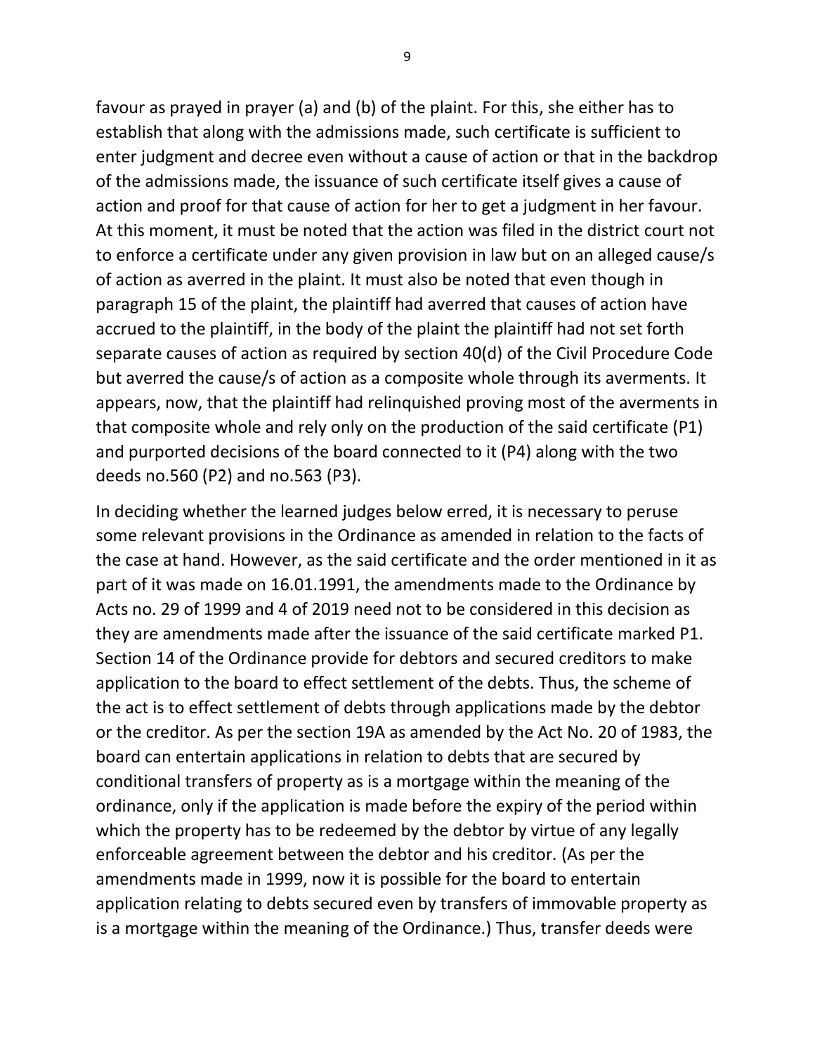favour as prayed in prayer (a) and (b) of the plaint. For this, she either has to establish that along with the admissions made, such certificate is sufficient to enter judgment and decree even without a cause of action or that in the backdrop of the admissions made, the issuance of such certificate itself gives a cause of action and proof for that cause of action for her to get a judgment in her favour. At this moment, it must be noted that the action was filed in the district court not to enforce a certificate under any given provision in law but on an alleged cause/s of action as averred in the plaint. It must also be noted that even though in paragraph 15 of the plaint, the plaintiff had averred that causes of action have accrued to the plaintiff, in the body of the plaint the plaintiff had not set forth separate causes of action as required by section 40(d) of the Civil Procedure Code but averred the cause/s of action as a composite whole through its averments. It appears, now, that the plaintiff had relinquished proving most of the averments in that composite whole and rely only on the production of the said certificate (P1) and purported decisions of the board connected to it (P4) along with the two deeds no.560 (P2) and no.563 (P3).

In deciding whether the learned judges below erred, it is necessary to peruse some relevant provisions in the Ordinance as amended in relation to the facts of the case at hand. However, as the said certificate and the order mentioned in it as part of it was made on 16.01.1991, the amendments made to the Ordinance by Acts no. 29 of 1999 and 4 of 2019 need not to be considered in this decision as they are amendments made after the issuance of the said certificate marked P1. Section 14 of the Ordinance provide for debtors and secured creditors to make application to the board to effect settlement of the debts. Thus, the scheme of the act is to effect settlement of debts through applications made by the debtor or the creditor. As per the section 19A as amended by the Act No. 20 of 1983, the board can entertain applications in relation to debts that are secured by conditional transfers of property as is a mortgage within the meaning of the ordinance, only if the application is made before the expiry of the period within which the property has to be redeemed by the debtor by virtue of any legally enforceable agreement between the debtor and his creditor. (As per the amendments made in 1999, now it is possible for the board to entertain application relating to debts secured even by transfers of immovable property as is a mortgage within the meaning of the Ordinance.) Thus, transfer deeds were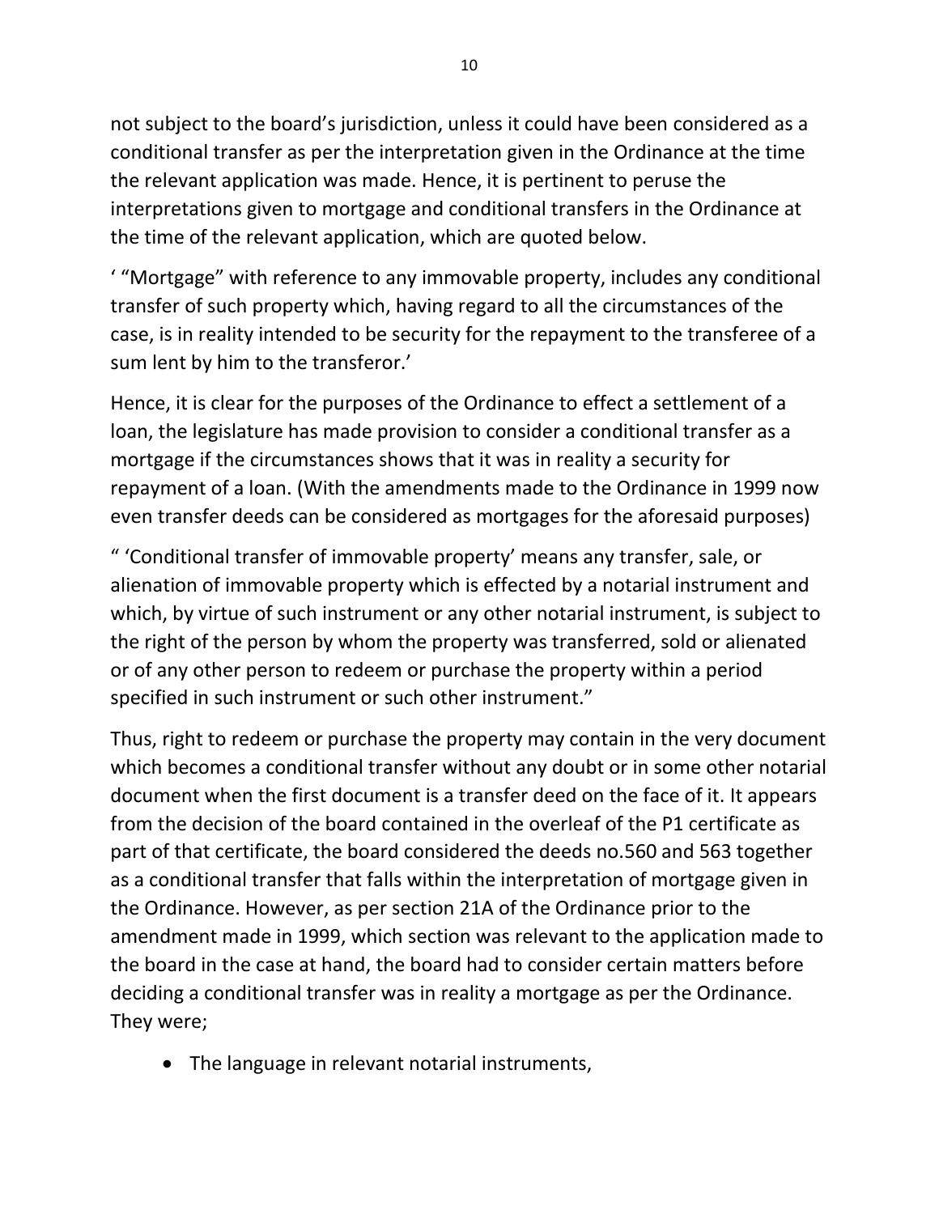not subject to the board's jurisdiction, unless it could have been considered as a conditional transfer as per the interpretation given in the Ordinance at the time the relevant application was made. Hence, it is pertinent to peruse the interpretations given to mortgage and conditional transfers in the Ordinance at the time of the relevant application, which are quoted below.

' "Mortgage" with reference to any immovable property, includes any conditional transfer of such property which, having regard to all the circumstances of the case, is in reality intended to be security for the repayment to the transferee of a sum lent by him to the transferor.'

Hence, it is clear for the purposes of the Ordinance to effect a settlement of a loan, the legislature has made provision to consider a conditional transfer as a mortgage if the circumstances shows that it was in reality a security for repayment of a loan. (With the amendments made to the Ordinance in 1999 now even transfer deeds can be considered as mortgages for the aforesaid purposes)

" 'Conditional transfer of immovable property' means any transfer, sale, or alienation of immovable property which is effected by a notarial instrument and which, by virtue of such instrument or any other notarial instrument, is subject to the right of the person by whom the property was transferred, sold or alienated or of any other person to redeem or purchase the property within a period specified in such instrument or such other instrument."

Thus, right to redeem or purchase the property may contain in the very document which becomes a conditional transfer without any doubt or in some other notarial document when the first document is a transfer deed on the face of it. It appears from the decision of the board contained in the overleaf of the P1 certificate as part of that certificate, the board considered the deeds no.560 and 563 together as a conditional transfer that falls within the interpretation of mortgage given in the Ordinance. However, as per section 21A of the Ordinance prior to the amendment made in 1999, which section was relevant to the application made to the board in the case at hand, the board had to consider certain matters before deciding a conditional transfer was in reality a mortgage as per the Ordinance. They were;

- The language in relevant notarial instruments,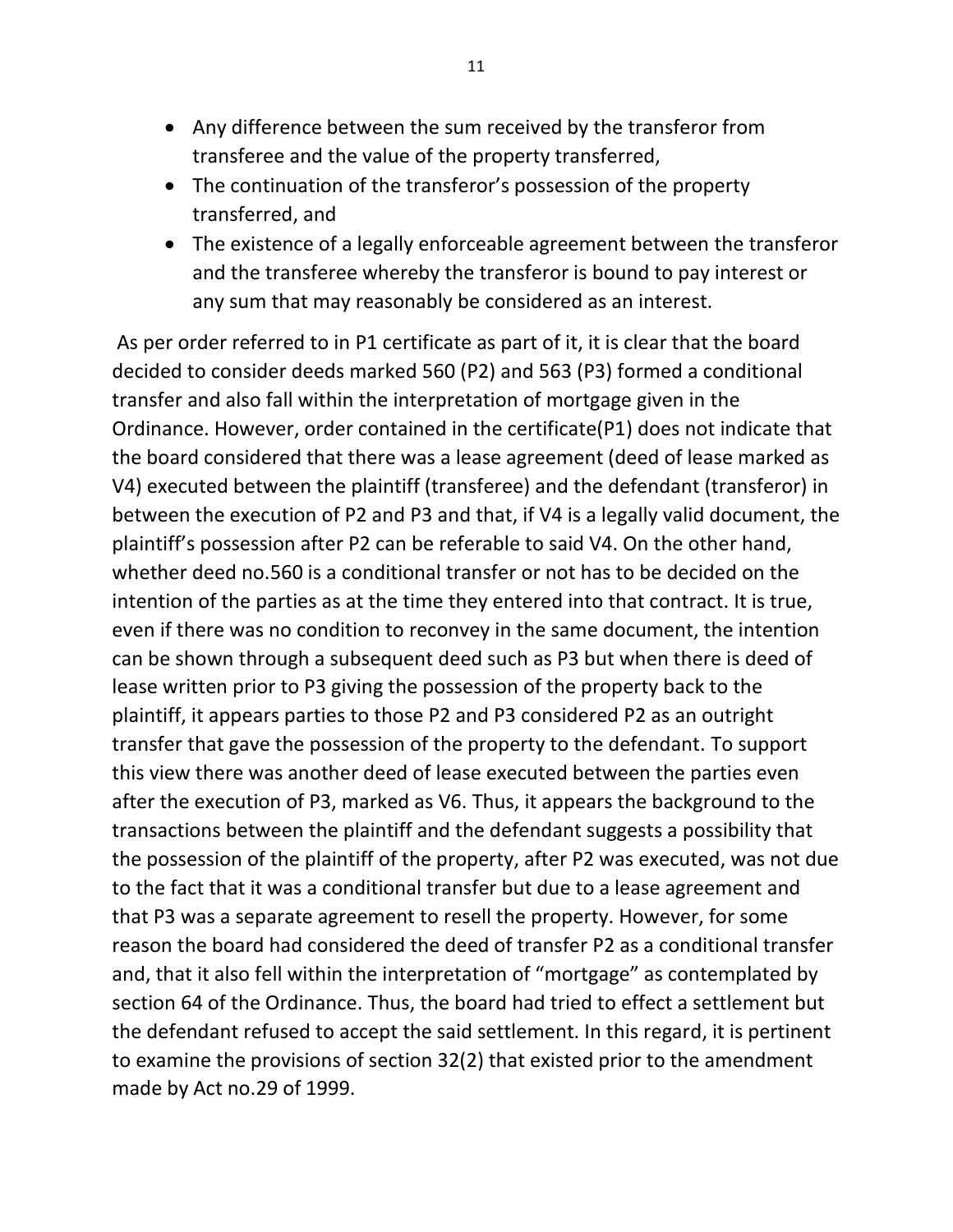- Any difference between the sum received by the transferor from transferee and the value of the property transferred,
- The continuation of the transferor's possession of the property transferred, and
- The existence of a legally enforceable agreement between the transferor and the transferee whereby the transferor is bound to pay interest or any sum that may reasonably be considered as an interest.

As per order referred to in P1 certificate as part of it, it is clear that the board decided to consider deeds marked 560 (P2) and 563 (P3) formed a conditional transfer and also fall within the interpretation of mortgage given in the Ordinance. However, order contained in the certificate(P1) does not indicate that the board considered that there was a lease agreement (deed of lease marked as V4) executed between the plaintiff (transferee) and the defendant (transferor) in between the execution of P2 and P3 and that, if V4 is a legally valid document, the plaintiff's possession after P2 can be referable to said V4. On the other hand, whether deed no.560 is a conditional transfer or not has to be decided on the intention of the parties as at the time they entered into that contract. It is true, even if there was no condition to reconvey in the same document, the intention can be shown through a subsequent deed such as P3 but when there is deed of lease written prior to P3 giving the possession of the property back to the plaintiff, it appears parties to those P2 and P3 considered P2 as an outright transfer that gave the possession of the property to the defendant. To support this view there was another deed of lease executed between the parties even after the execution of P3, marked as V6. Thus, it appears the background to the transactions between the plaintiff and the defendant suggests a possibility that the possession of the plaintiff of the property, after P2 was executed, was not due to the fact that it was a conditional transfer but due to a lease agreement and that P3 was a separate agreement to resell the property. However, for some reason the board had considered the deed of transfer P2 as a conditional transfer and, that it also fell within the interpretation of "mortgage" as contemplated by section 64 of the Ordinance. Thus, the board had tried to effect a settlement but the defendant refused to accept the said settlement. In this regard, it is pertinent to examine the provisions of section 32(2) that existed prior to the amendment made by Act no.29 of 1999.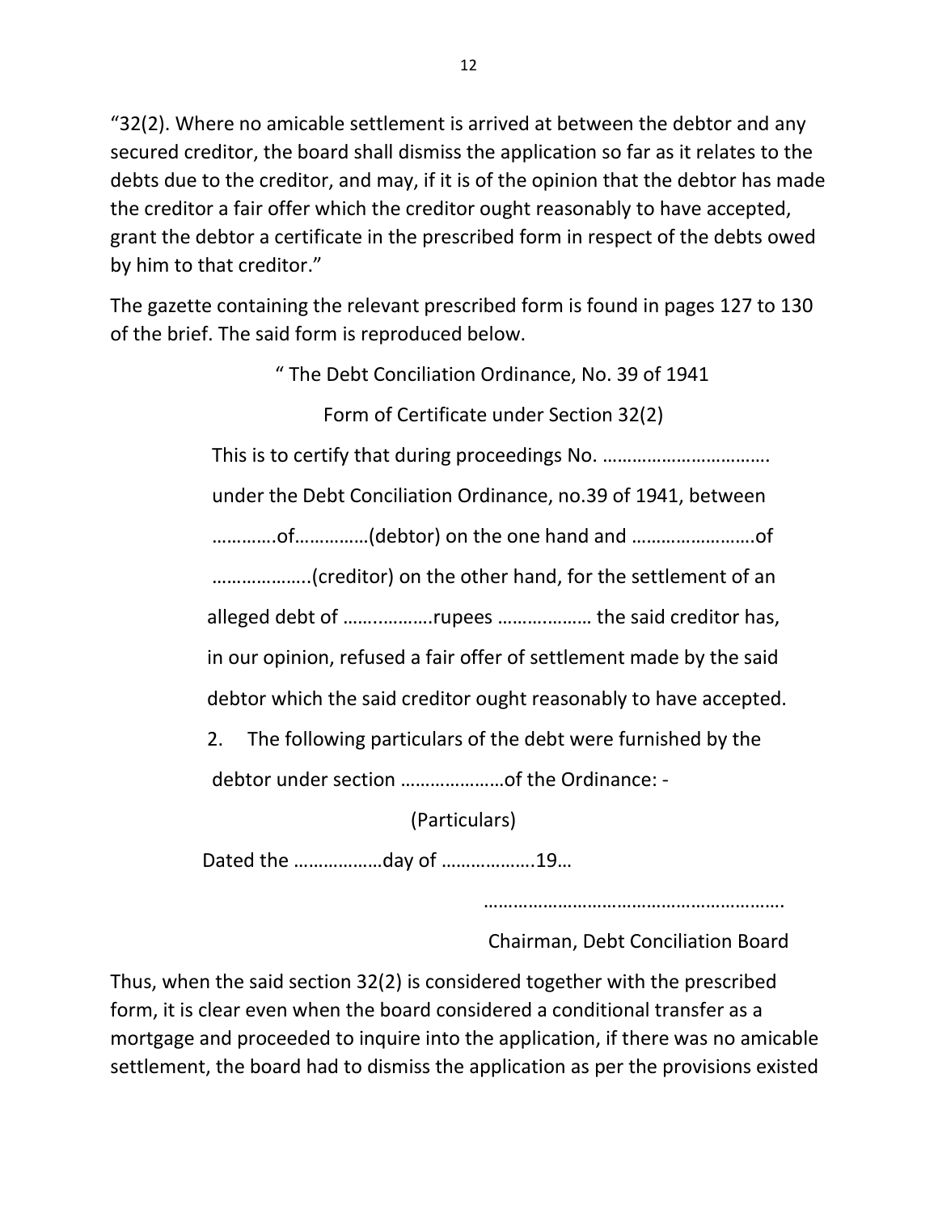"32(2). Where no amicable settlement is arrived at between the debtor and any secured creditor, the board shall dismiss the application so far as it relates to the debts due to the creditor, and may, if it is of the opinion that the debtor has made the creditor a fair offer which the creditor ought reasonably to have accepted, grant the debtor a certificate in the prescribed form in respect of the debts owed by him to that creditor."

The gazette containing the relevant prescribed form is found in pages 127 to 130 of the brief. The said form is reproduced below.

" The Debt Conciliation Ordinance, No. 39 of 1941

Form of Certificate under Section 32(2)

This is to certify that during proceedings No. …………………………….

under the Debt Conciliation Ordinance, no.39 of 1941, between

………….of……………(debtor) on the one hand and …………………….of

………………..(creditor) on the other hand, for the settlement of an

alleged debt of ……..……….rupees ………………. the said creditor has,

in our opinion, refused a fair offer of settlement made by the said

debtor which the said creditor ought reasonably to have accepted.

2. The following particulars of the debt were furnished by the debtor under section …………………of the Ordinance: -

(Particulars)

Dated the ………………day of ……………….19…

…………………………………………………….

Chairman, Debt Conciliation Board

Thus, when the said section 32(2) is considered together with the prescribed form, it is clear even when the board considered a conditional transfer as a mortgage and proceeded to inquire into the application, if there was no amicable settlement, the board had to dismiss the application as per the provisions existed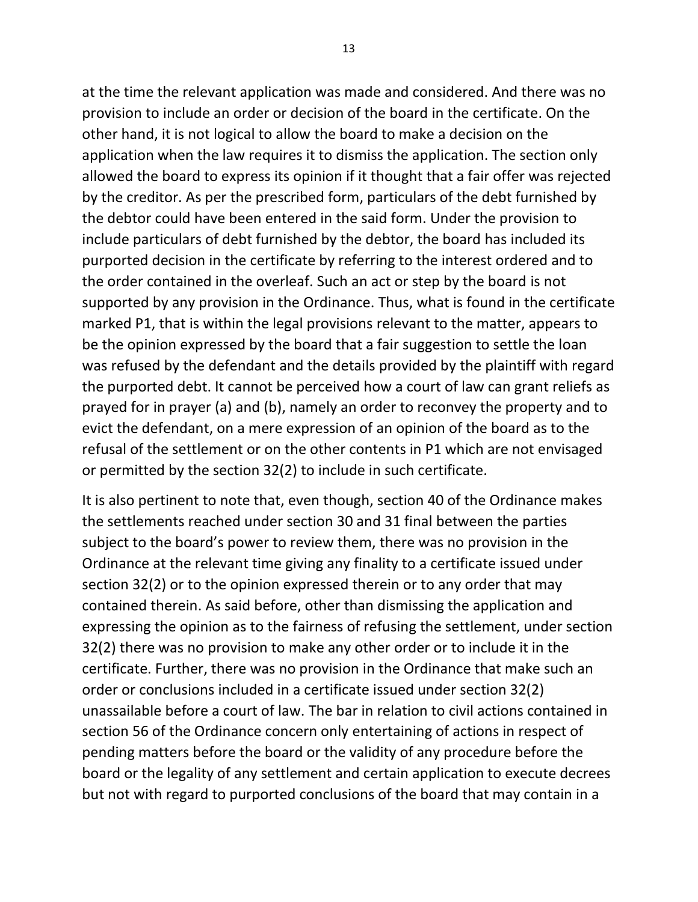at the time the relevant application was made and considered. And there was no provision to include an order or decision of the board in the certificate. On the other hand, it is not logical to allow the board to make a decision on the application when the law requires it to dismiss the application. The section only allowed the board to express its opinion if it thought that a fair offer was rejected by the creditor. As per the prescribed form, particulars of the debt furnished by the debtor could have been entered in the said form. Under the provision to include particulars of debt furnished by the debtor, the board has included its purported decision in the certificate by referring to the interest ordered and to the order contained in the overleaf. Such an act or step by the board is not supported by any provision in the Ordinance. Thus, what is found in the certificate marked P1, that is within the legal provisions relevant to the matter, appears to be the opinion expressed by the board that a fair suggestion to settle the loan was refused by the defendant and the details provided by the plaintiff with regard the purported debt. It cannot be perceived how a court of law can grant reliefs as prayed for in prayer (a) and (b), namely an order to reconvey the property and to evict the defendant, on a mere expression of an opinion of the board as to the refusal of the settlement or on the other contents in P1 which are not envisaged or permitted by the section 32(2) to include in such certificate.

It is also pertinent to note that, even though, section 40 of the Ordinance makes the settlements reached under section 30 and 31 final between the parties subject to the board's power to review them, there was no provision in the Ordinance at the relevant time giving any finality to a certificate issued under section 32(2) or to the opinion expressed therein or to any order that may contained therein. As said before, other than dismissing the application and expressing the opinion as to the fairness of refusing the settlement, under section 32(2) there was no provision to make any other order or to include it in the certificate. Further, there was no provision in the Ordinance that make such an order or conclusions included in a certificate issued under section 32(2) unassailable before a court of law. The bar in relation to civil actions contained in section 56 of the Ordinance concern only entertaining of actions in respect of pending matters before the board or the validity of any procedure before the board or the legality of any settlement and certain application to execute decrees but not with regard to purported conclusions of the board that may contain in a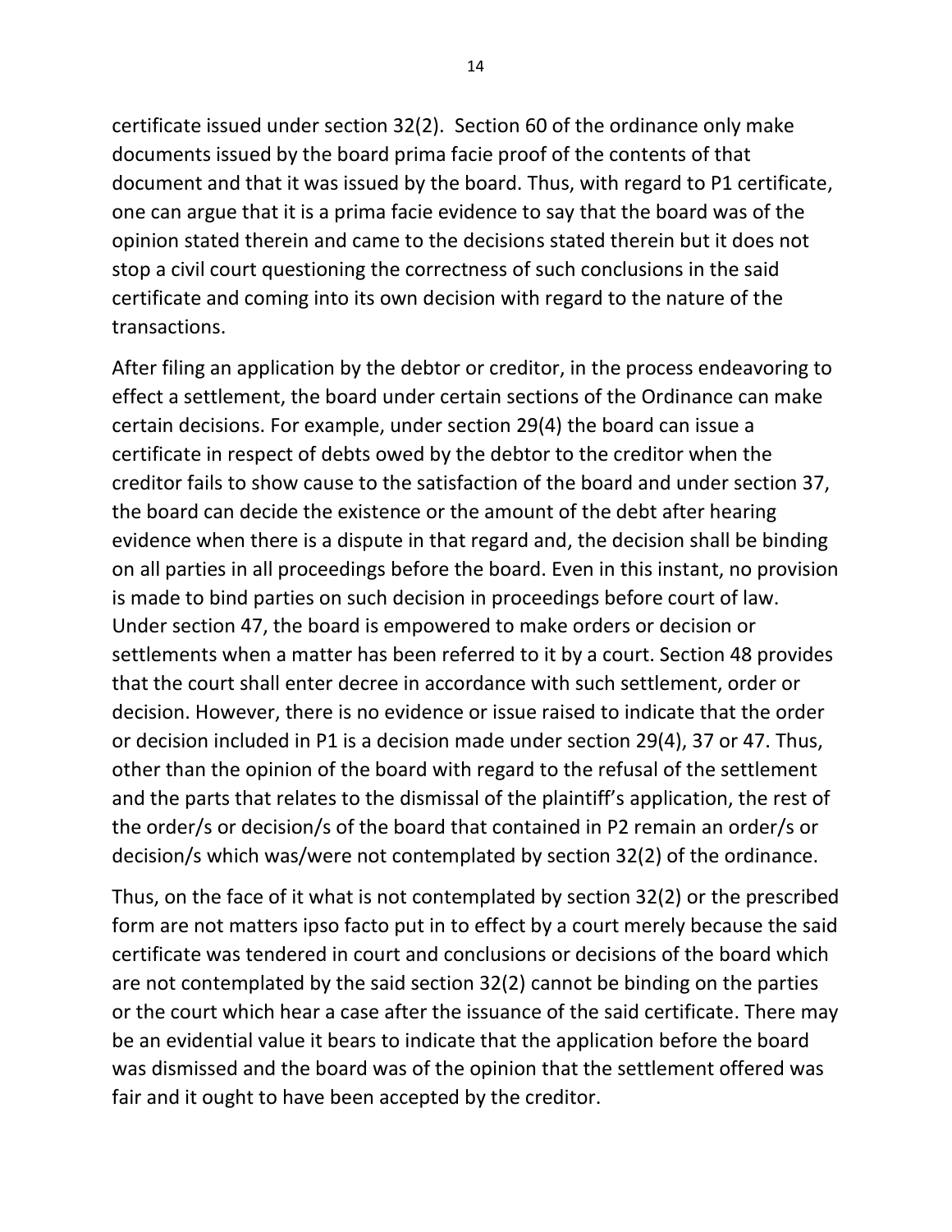certificate issued under section 32(2). Section 60 of the ordinance only make documents issued by the board prima facie proof of the contents of that document and that it was issued by the board. Thus, with regard to P1 certificate, one can argue that it is a prima facie evidence to say that the board was of the opinion stated therein and came to the decisions stated therein but it does not stop a civil court questioning the correctness of such conclusions in the said certificate and coming into its own decision with regard to the nature of the transactions.

After filing an application by the debtor or creditor, in the process endeavoring to effect a settlement, the board under certain sections of the Ordinance can make certain decisions. For example, under section 29(4) the board can issue a certificate in respect of debts owed by the debtor to the creditor when the creditor fails to show cause to the satisfaction of the board and under section 37, the board can decide the existence or the amount of the debt after hearing evidence when there is a dispute in that regard and, the decision shall be binding on all parties in all proceedings before the board. Even in this instant, no provision is made to bind parties on such decision in proceedings before court of law. Under section 47, the board is empowered to make orders or decision or settlements when a matter has been referred to it by a court. Section 48 provides that the court shall enter decree in accordance with such settlement, order or decision. However, there is no evidence or issue raised to indicate that the order or decision included in P1 is a decision made under section 29(4), 37 or 47. Thus, other than the opinion of the board with regard to the refusal of the settlement and the parts that relates to the dismissal of the plaintiff's application, the rest of the order/s or decision/s of the board that contained in P2 remain an order/s or decision/s which was/were not contemplated by section 32(2) of the ordinance.

Thus, on the face of it what is not contemplated by section 32(2) or the prescribed form are not matters ipso facto put in to effect by a court merely because the said certificate was tendered in court and conclusions or decisions of the board which are not contemplated by the said section 32(2) cannot be binding on the parties or the court which hear a case after the issuance of the said certificate. There may be an evidential value it bears to indicate that the application before the board was dismissed and the board was of the opinion that the settlement offered was fair and it ought to have been accepted by the creditor.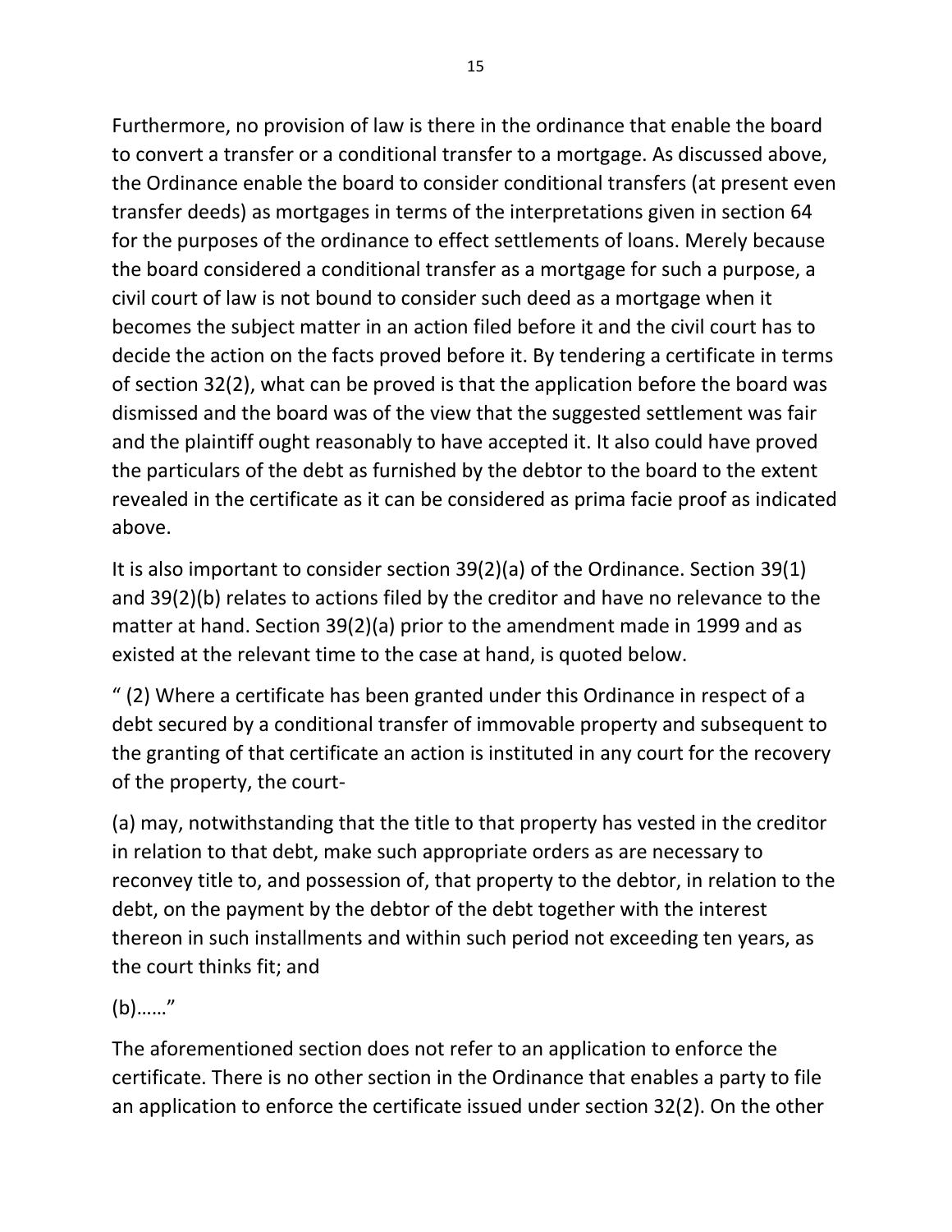Furthermore, no provision of law is there in the ordinance that enable the board to convert a transfer or a conditional transfer to a mortgage. As discussed above, the Ordinance enable the board to consider conditional transfers (at present even transfer deeds) as mortgages in terms of the interpretations given in section 64 for the purposes of the ordinance to effect settlements of loans. Merely because the board considered a conditional transfer as a mortgage for such a purpose, a civil court of law is not bound to consider such deed as a mortgage when it becomes the subject matter in an action filed before it and the civil court has to decide the action on the facts proved before it. By tendering a certificate in terms of section 32(2), what can be proved is that the application before the board was dismissed and the board was of the view that the suggested settlement was fair and the plaintiff ought reasonably to have accepted it. It also could have proved the particulars of the debt as furnished by the debtor to the board to the extent revealed in the certificate as it can be considered as prima facie proof as indicated above.

It is also important to consider section 39(2)(a) of the Ordinance. Section 39(1) and 39(2)(b) relates to actions filed by the creditor and have no relevance to the matter at hand. Section 39(2)(a) prior to the amendment made in 1999 and as existed at the relevant time to the case at hand, is quoted below.

" (2) Where a certificate has been granted under this Ordinance in respect of a debt secured by a conditional transfer of immovable property and subsequent to the granting of that certificate an action is instituted in any court for the recovery of the property, the court-

(a) may, notwithstanding that the title to that property has vested in the creditor in relation to that debt, make such appropriate orders as are necessary to reconvey title to, and possession of, that property to the debtor, in relation to the debt, on the payment by the debtor of the debt together with the interest thereon in such installments and within such period not exceeding ten years, as the court thinks fit; and

(b)……"

The aforementioned section does not refer to an application to enforce the certificate. There is no other section in the Ordinance that enables a party to file an application to enforce the certificate issued under section 32(2). On the other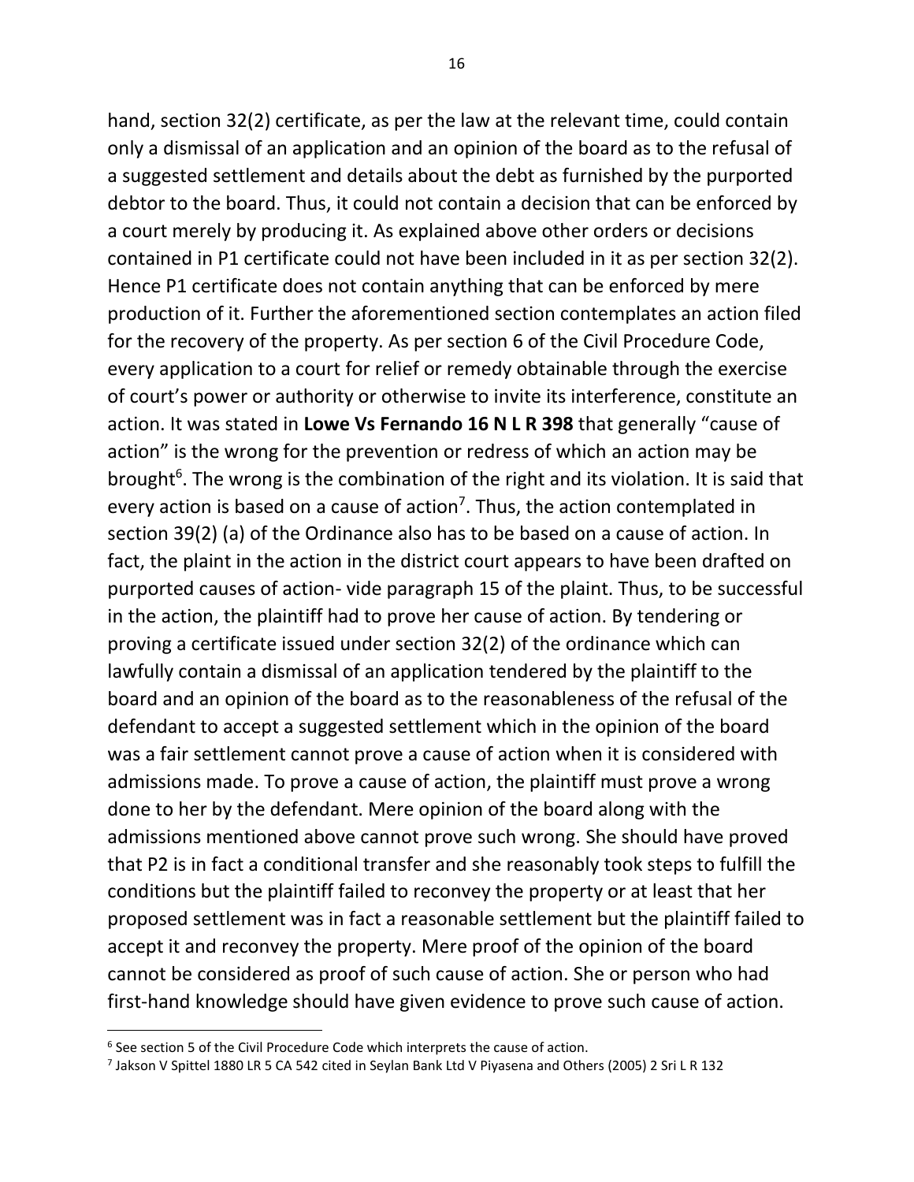hand, section 32(2) certificate, as per the law at the relevant time, could contain only a dismissal of an application and an opinion of the board as to the refusal of a suggested settlement and details about the debt as furnished by the purported debtor to the board. Thus, it could not contain a decision that can be enforced by a court merely by producing it. As explained above other orders or decisions contained in P1 certificate could not have been included in it as per section 32(2). Hence P1 certificate does not contain anything that can be enforced by mere production of it. Further the aforementioned section contemplates an action filed for the recovery of the property. As per section 6 of the Civil Procedure Code, every application to a court for relief or remedy obtainable through the exercise of court's power or authority or otherwise to invite its interference, constitute an action. It was stated in **Lowe Vs Fernando 16 N L R 398** that generally "cause of action" is the wrong for the prevention or redress of which an action may be brought[6]. The wrong is the combination of the right and its violation. It is said that every action is based on a cause of action[7]. Thus, the action contemplated in section 39(2) (a) of the Ordinance also has to be based on a cause of action. In fact, the plaint in the action in the district court appears to have been drafted on purported causes of action- vide paragraph 15 of the plaint. Thus, to be successful in the action, the plaintiff had to prove her cause of action. By tendering or proving a certificate issued under section 32(2) of the ordinance which can lawfully contain a dismissal of an application tendered by the plaintiff to the board and an opinion of the board as to the reasonableness of the refusal of the defendant to accept a suggested settlement which in the opinion of the board was a fair settlement cannot prove a cause of action when it is considered with admissions made. To prove a cause of action, the plaintiff must prove a wrong done to her by the defendant. Mere opinion of the board along with the admissions mentioned above cannot prove such wrong. She should have proved that P2 is in fact a conditional transfer and she reasonably took steps to fulfill the conditions but the plaintiff failed to reconvey the property or at least that her proposed settlement was in fact a reasonable settlement but the plaintiff failed to accept it and reconvey the property. Mere proof of the opinion of the board cannot be considered as proof of such cause of action. She or person who had first-hand knowledge should have given evidence to prove such cause of action.

---

[6] See section 5 of the Civil Procedure Code which interprets the cause of action.

[7] Jakson V Spittel 1880 LR 5 CA 542 cited in Seylan Bank Ltd V Piyasena and Others (2005) 2 Sri L R 132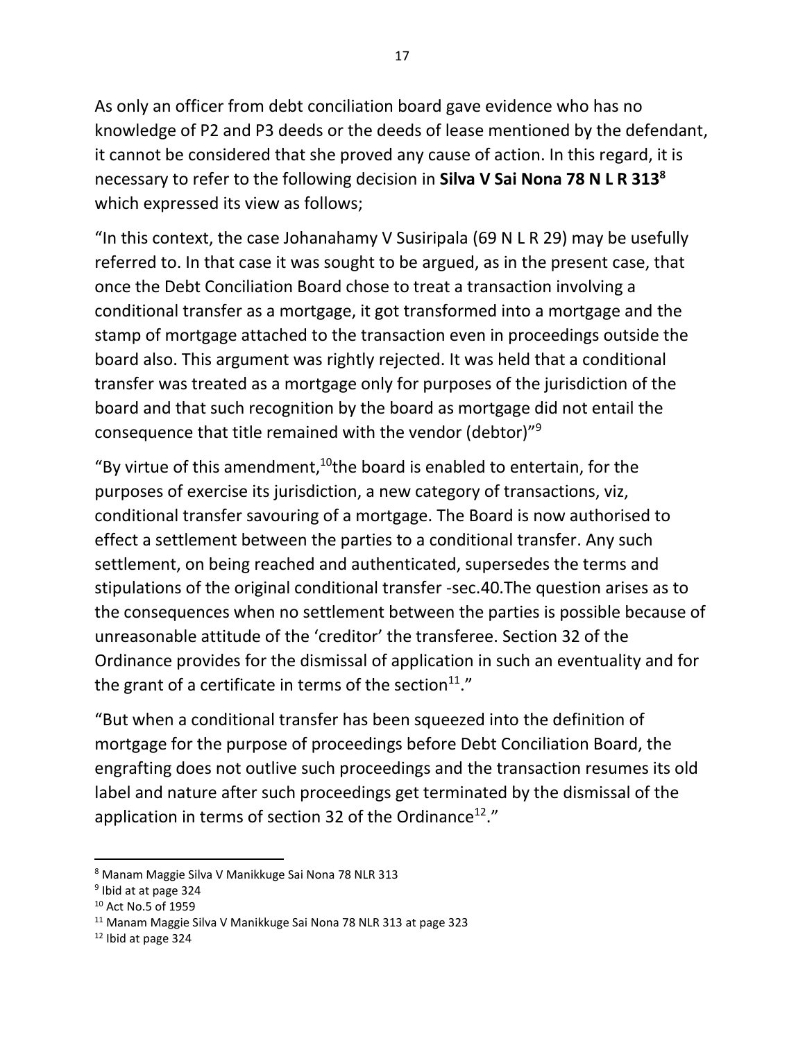As only an officer from debt conciliation board gave evidence who has no knowledge of P2 and P3 deeds or the deeds of lease mentioned by the defendant, it cannot be considered that she proved any cause of action. In this regard, it is necessary to refer to the following decision in **Silva V Sai Nona 78 N L R 313**[8] which expressed its view as follows;

"In this context, the case Johanahamy V Susiripala (69 N L R 29) may be usefully referred to. In that case it was sought to be argued, as in the present case, that once the Debt Conciliation Board chose to treat a transaction involving a conditional transfer as a mortgage, it got transformed into a mortgage and the stamp of mortgage attached to the transaction even in proceedings outside the board also. This argument was rightly rejected. It was held that a conditional transfer was treated as a mortgage only for purposes of the jurisdiction of the board and that such recognition by the board as mortgage did not entail the consequence that title remained with the vendor (debtor)"[9]

"By virtue of this amendment,[10]the board is enabled to entertain, for the purposes of exercise its jurisdiction, a new category of transactions, viz, conditional transfer savouring of a mortgage. The Board is now authorised to effect a settlement between the parties to a conditional transfer. Any such settlement, on being reached and authenticated, supersedes the terms and stipulations of the original conditional transfer -sec.40.The question arises as to the consequences when no settlement between the parties is possible because of unreasonable attitude of the 'creditor' the transferee. Section 32 of the Ordinance provides for the dismissal of application in such an eventuality and for the grant of a certificate in terms of the section[11]."

"But when a conditional transfer has been squeezed into the definition of mortgage for the purpose of proceedings before Debt Conciliation Board, the engrafting does not outlive such proceedings and the transaction resumes its old label and nature after such proceedings get terminated by the dismissal of the application in terms of section 32 of the Ordinance[12]."

---

[8] Manam Maggie Silva V Manikkuge Sai Nona 78 NLR 313

[9] Ibid at at page 324

[10] Act No.5 of 1959

[11] Manam Maggie Silva V Manikkuge Sai Nona 78 NLR 313 at page 323

[12] Ibid at page 324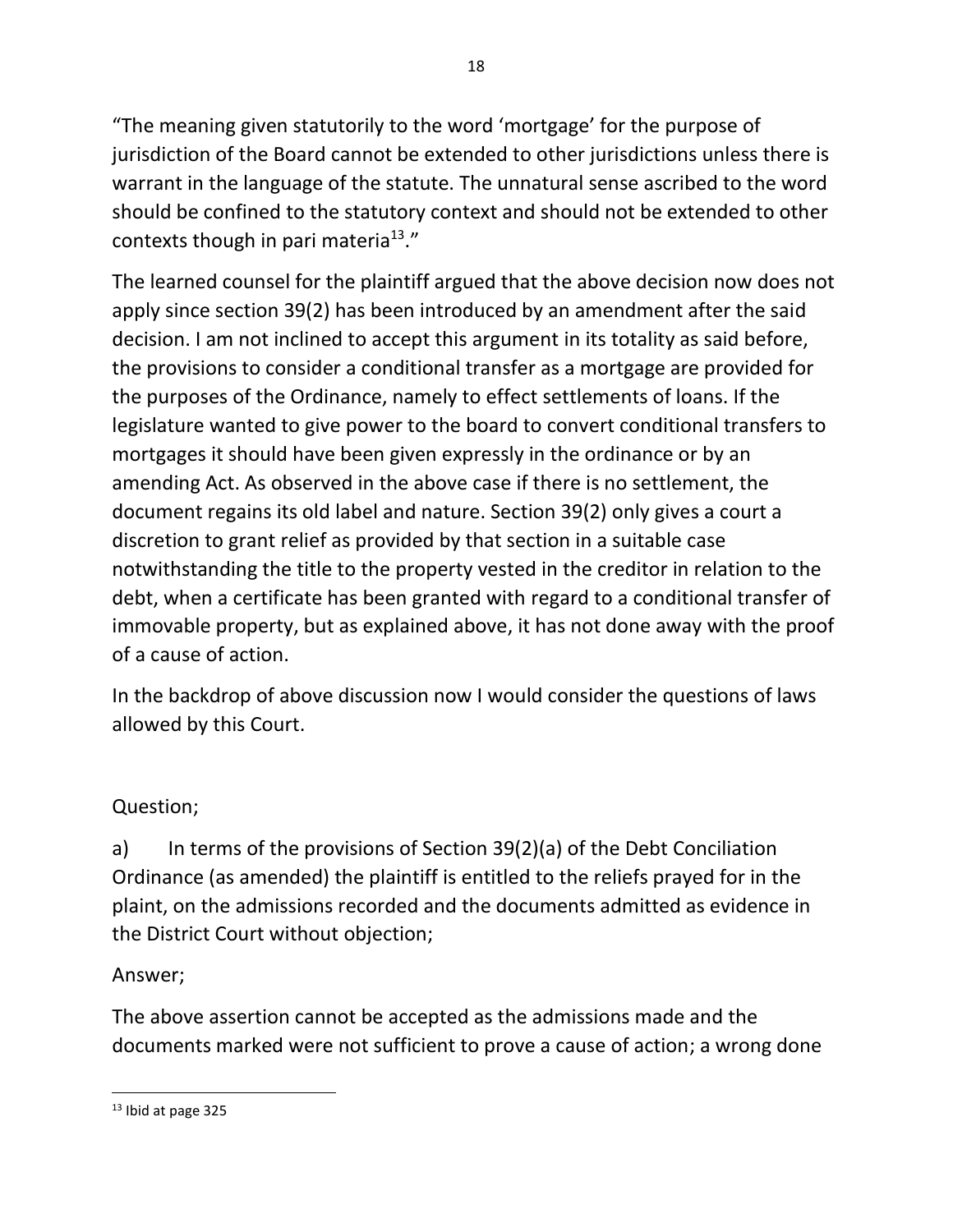"The meaning given statutorily to the word 'mortgage' for the purpose of jurisdiction of the Board cannot be extended to other jurisdictions unless there is warrant in the language of the statute. The unnatural sense ascribed to the word should be confined to the statutory context and should not be extended to other contexts though in pari materia[13]."

The learned counsel for the plaintiff argued that the above decision now does not apply since section 39(2) has been introduced by an amendment after the said decision. I am not inclined to accept this argument in its totality as said before, the provisions to consider a conditional transfer as a mortgage are provided for the purposes of the Ordinance, namely to effect settlements of loans. If the legislature wanted to give power to the board to convert conditional transfers to mortgages it should have been given expressly in the ordinance or by an amending Act. As observed in the above case if there is no settlement, the document regains its old label and nature. Section 39(2) only gives a court a discretion to grant relief as provided by that section in a suitable case notwithstanding the title to the property vested in the creditor in relation to the debt, when a certificate has been granted with regard to a conditional transfer of immovable property, but as explained above, it has not done away with the proof of a cause of action.

In the backdrop of above discussion now I would consider the questions of laws allowed by this Court.

Question;

a) In terms of the provisions of Section 39(2)(a) of the Debt Conciliation Ordinance (as amended) the plaintiff is entitled to the reliefs prayed for in the plaint, on the admissions recorded and the documents admitted as evidence in the District Court without objection;

Answer;

The above assertion cannot be accepted as the admissions made and the documents marked were not sufficient to prove a cause of action; a wrong done

[13] Ibid at page 325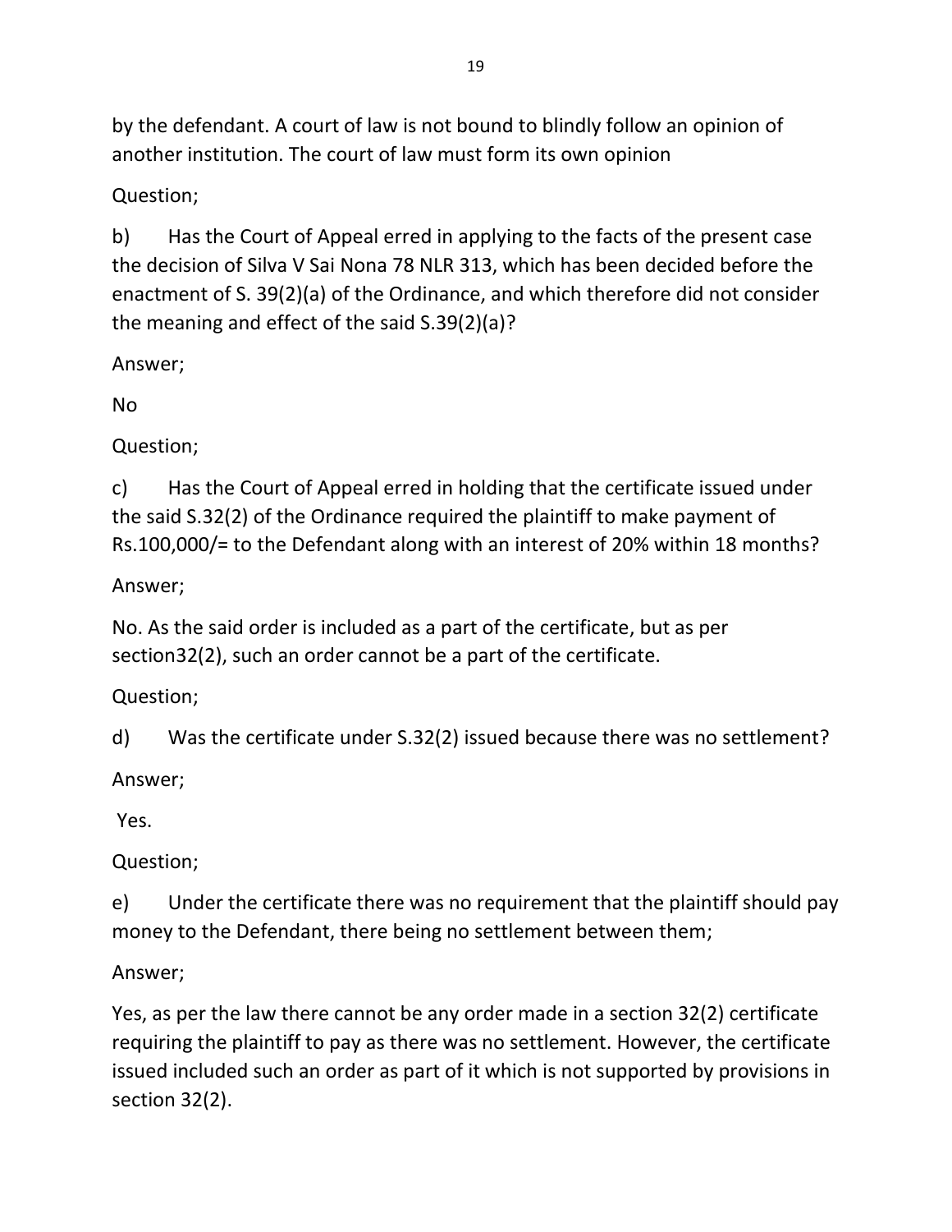by the defendant. A court of law is not bound to blindly follow an opinion of another institution. The court of law must form its own opinion

Question;

b) Has the Court of Appeal erred in applying to the facts of the present case the decision of Silva V Sai Nona 78 NLR 313, which has been decided before the enactment of S. 39(2)(a) of the Ordinance, and which therefore did not consider the meaning and effect of the said S.39(2)(a)?

Answer;

No

Question;

c) Has the Court of Appeal erred in holding that the certificate issued under the said S.32(2) of the Ordinance required the plaintiff to make payment of Rs.100,000/= to the Defendant along with an interest of 20% within 18 months?

Answer;

No. As the said order is included as a part of the certificate, but as per section32(2), such an order cannot be a part of the certificate.

Question;

d) Was the certificate under S.32(2) issued because there was no settlement?

Answer;

Yes.

Question;

e) Under the certificate there was no requirement that the plaintiff should pay money to the Defendant, there being no settlement between them;

Answer;

Yes, as per the law there cannot be any order made in a section 32(2) certificate requiring the plaintiff to pay as there was no settlement. However, the certificate issued included such an order as part of it which is not supported by provisions in section 32(2).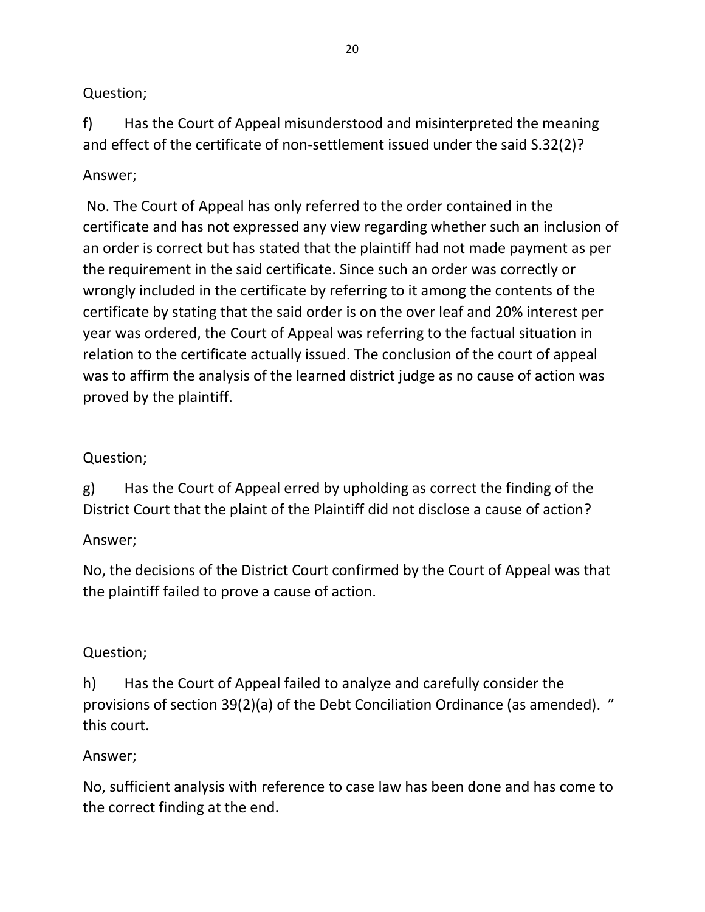Question;

f) Has the Court of Appeal misunderstood and misinterpreted the meaning and effect of the certificate of non-settlement issued under the said S.32(2)?

Answer;

No. The Court of Appeal has only referred to the order contained in the certificate and has not expressed any view regarding whether such an inclusion of an order is correct but has stated that the plaintiff had not made payment as per the requirement in the said certificate. Since such an order was correctly or wrongly included in the certificate by referring to it among the contents of the certificate by stating that the said order is on the over leaf and 20% interest per year was ordered, the Court of Appeal was referring to the factual situation in relation to the certificate actually issued. The conclusion of the court of appeal was to affirm the analysis of the learned district judge as no cause of action was proved by the plaintiff.

Question;

g) Has the Court of Appeal erred by upholding as correct the finding of the District Court that the plaint of the Plaintiff did not disclose a cause of action?

Answer;

No, the decisions of the District Court confirmed by the Court of Appeal was that the plaintiff failed to prove a cause of action.

Question;

h) Has the Court of Appeal failed to analyze and carefully consider the provisions of section 39(2)(a) of the Debt Conciliation Ordinance (as amended). " this court.

Answer;

No, sufficient analysis with reference to case law has been done and has come to the correct finding at the end.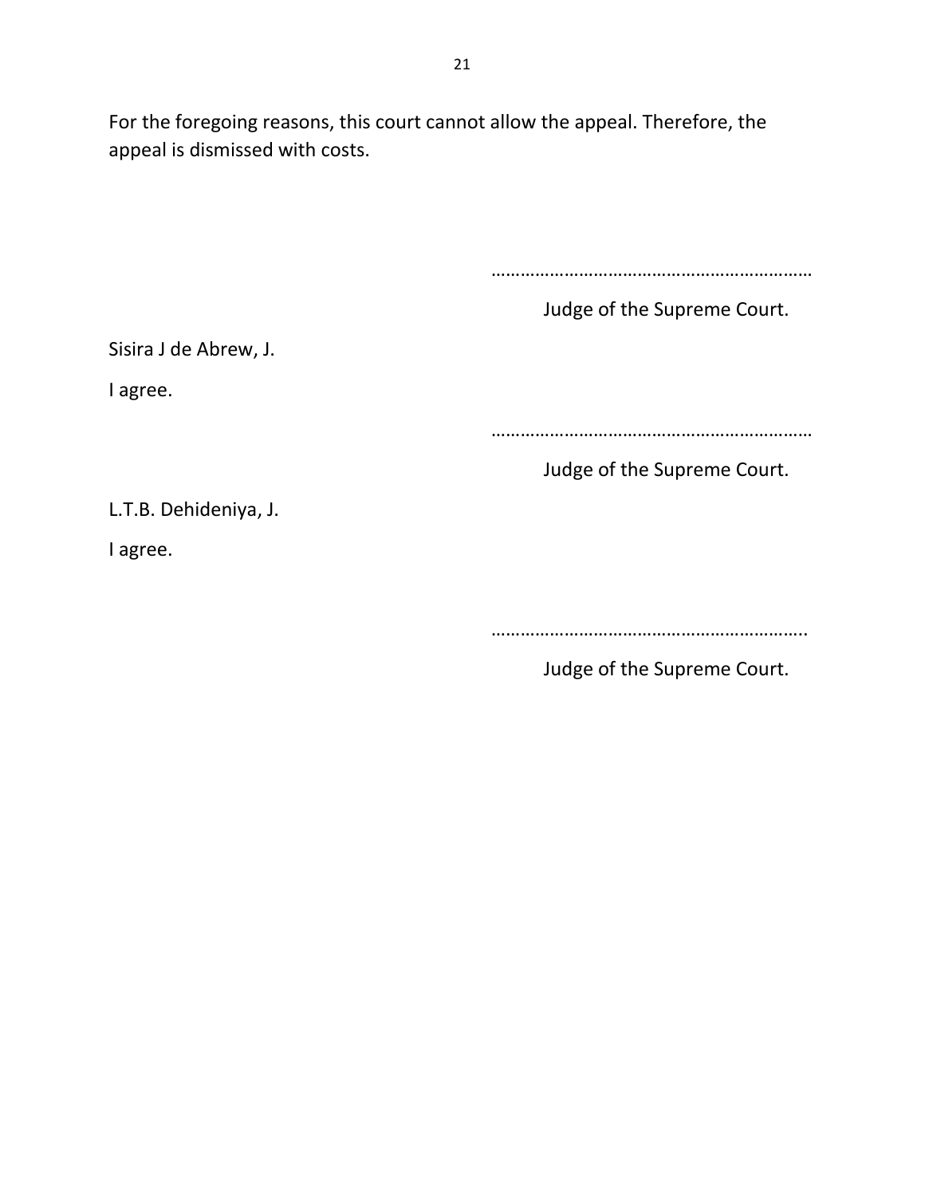For the foregoing reasons, this court cannot allow the appeal. Therefore, the appeal is dismissed with costs.

…………………………………………………………

Judge of the Supreme Court.

Sisira J de Abrew, J.

I agree.

…………………………………………………………

Judge of the Supreme Court.

L.T.B. Dehideniya, J.

I agree.

………………………………………………………..

Judge of the Supreme Court.